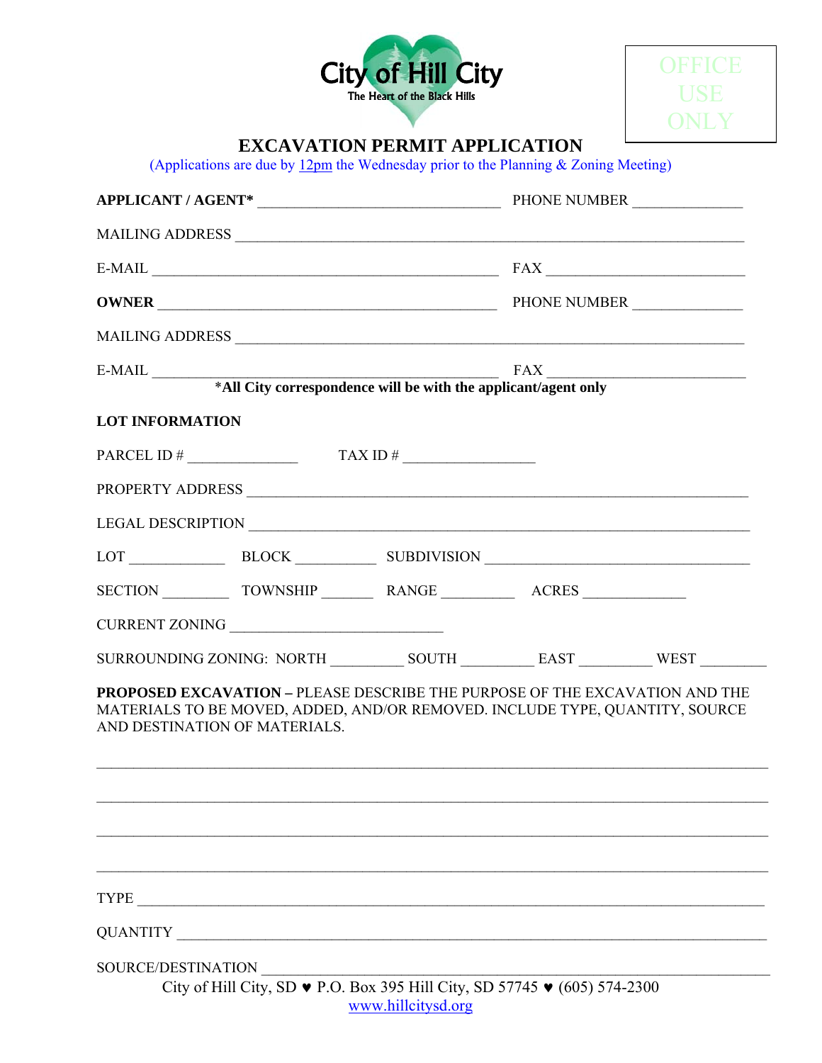City of Hill City
The Heart of the Black Hills

OFFICE USE ONLY

# EXCAVATION PERMIT APPLICATION

(Applications are due by 12pm the Wednesday prior to the Planning & Zoning Meeting)

**APPLICANT / AGENT*** ______________________________ PHONE NUMBER ______________

MAILING ADDRESS ________________________________________________________________

E-MAIL ___________________________________________ FAX _________________________

**OWNER** __________________________________________ PHONE NUMBER ______________

MAILING ADDRESS ________________________________________________________________

E-MAIL ___________________________________________ FAX _________________________

***All City correspondence will be with the applicant/agent only**

**LOT INFORMATION**

PARCEL ID # ______________ TAX ID # ________________

PROPERTY ADDRESS ______________________________________________________________

LEGAL DESCRIPTION ______________________________________________________________

LOT ____________ BLOCK __________ SUBDIVISION _________________________________

SECTION ________ TOWNSHIP _______ RANGE _________ ACRES _____________

CURRENT ZONING ___________________________

SURROUNDING ZONING: NORTH _________ SOUTH _________ EAST _________ WEST ________

**PROPOSED EXCAVATION –** PLEASE DESCRIBE THE PURPOSE OF THE EXCAVATION AND THE MATERIALS TO BE MOVED, ADDED, AND/OR REMOVED. INCLUDE TYPE, QUANTITY, SOURCE AND DESTINATION OF MATERIALS.

______________________________________________________________________________

______________________________________________________________________________

______________________________________________________________________________

______________________________________________________________________________

TYPE __________________________________________________________________________

QUANTITY ______________________________________________________________________

SOURCE/DESTINATION _____________________________________________________________

City of Hill City, SD ♥ P.O. Box 395 Hill City, SD 57745 ♥ (605) 574-2300
www.hillcitysd.org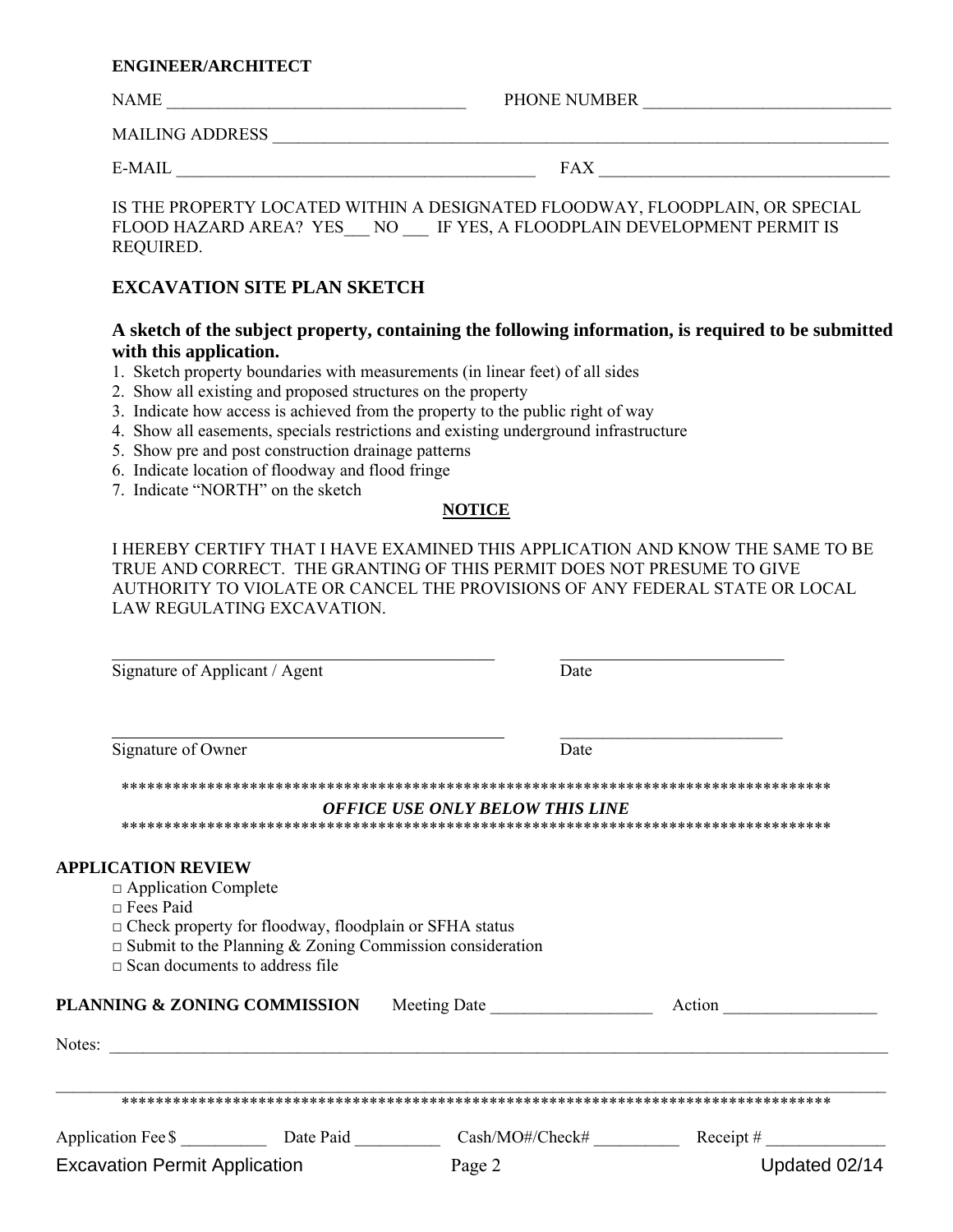**ENGINEER/ARCHITECT**

NAME ___________________________________ PHONE NUMBER ____________________________

MAILING ADDRESS __________________________________________________________________________

E-MAIL ________________________________________ FAX _________________________________

IS THE PROPERTY LOCATED WITHIN A DESIGNATED FLOODWAY, FLOODPLAIN, OR SPECIAL FLOOD HAZARD AREA? YES___ NO ___ IF YES, A FLOODPLAIN DEVELOPMENT PERMIT IS REQUIRED.

## EXCAVATION SITE PLAN SKETCH

**A sketch of the subject property, containing the following information, is required to be submitted with this application.**

1. Sketch property boundaries with measurements (in linear feet) of all sides
2. Show all existing and proposed structures on the property
3. Indicate how access is achieved from the property to the public right of way
4. Show all easements, specials restrictions and existing underground infrastructure
5. Show pre and post construction drainage patterns
6. Indicate location of floodway and flood fringe
7. Indicate "NORTH" on the sketch

**NOTICE**

I HEREBY CERTIFY THAT I HAVE EXAMINED THIS APPLICATION AND KNOW THE SAME TO BE TRUE AND CORRECT. THE GRANTING OF THIS PERMIT DOES NOT PRESUME TO GIVE AUTHORITY TO VIOLATE OR CANCEL THE PROVISIONS OF ANY FEDERAL STATE OR LOCAL LAW REGULATING EXCAVATION.

_____________________________________________ __________________________

Signature of Applicant / Agent Date

_____________________________________________ __________________________

Signature of Owner Date

\*\*\*\*\*\*\*\*\*\*\*\*\*\*\*\*\*\*\*\*\*\*\*\*\*\*\*\*\*\*\*\*\*\*\*\*\*\*\*\*\*\*\*\*\*\*\*\*\*\*\*\*\*\*\*\*\*\*\*\*\*\*\*\*\*\*\*\*\*\*\*\*\*\*\*\*\*\*\*\*\*\*\*\*

***OFFICE USE ONLY BELOW THIS LINE***

\*\*\*\*\*\*\*\*\*\*\*\*\*\*\*\*\*\*\*\*\*\*\*\*\*\*\*\*\*\*\*\*\*\*\*\*\*\*\*\*\*\*\*\*\*\*\*\*\*\*\*\*\*\*\*\*\*\*\*\*\*\*\*\*\*\*\*\*\*\*\*\*\*\*\*\*\*\*\*\*\*\*\*\*

**APPLICATION REVIEW**

- □ Application Complete
- □ Fees Paid
- □ Check property for floodway, floodplain or SFHA status
- □ Submit to the Planning & Zoning Commission consideration
- □ Scan documents to address file

**PLANNING & ZONING COMMISSION** Meeting Date __________________ Action _________________

Notes: ____________________________________________________________________________________________

____________________________________________________________________________________________________

\*\*\*\*\*\*\*\*\*\*\*\*\*\*\*\*\*\*\*\*\*\*\*\*\*\*\*\*\*\*\*\*\*\*\*\*\*\*\*\*\*\*\*\*\*\*\*\*\*\*\*\*\*\*\*\*\*\*\*\*\*\*\*\*\*\*\*\*\*\*\*\*\*\*\*\*\*\*\*\*\*\*\*\*

Application Fee $ __________ Date Paid __________ Cash/MO#/Check# __________ Receipt # ______________